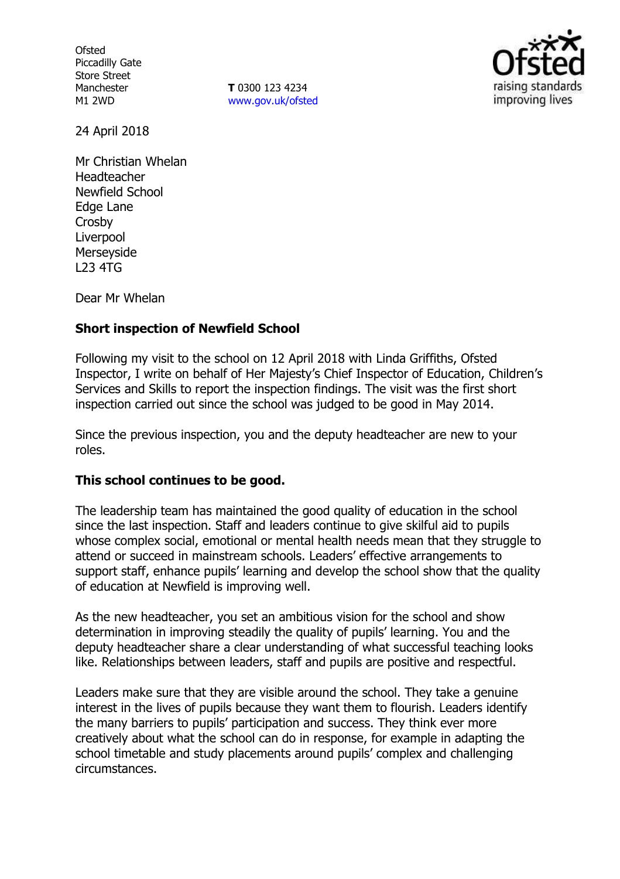Ofsted
Piccadilly Gate
Store Street
Manchester
M1 2WD

**T** 0300 123 4234
www.gov.uk/ofsted

24 April 2018

Mr Christian Whelan
Headteacher
Newfield School
Edge Lane
Crosby
Liverpool
Merseyside
L23 4TG

Dear Mr Whelan

**Short inspection of Newfield School**

Following my visit to the school on 12 April 2018 with Linda Griffiths, Ofsted Inspector, I write on behalf of Her Majesty's Chief Inspector of Education, Children's Services and Skills to report the inspection findings. The visit was the first short inspection carried out since the school was judged to be good in May 2014.

Since the previous inspection, you and the deputy headteacher are new to your roles.

**This school continues to be good.**

The leadership team has maintained the good quality of education in the school since the last inspection. Staff and leaders continue to give skilful aid to pupils whose complex social, emotional or mental health needs mean that they struggle to attend or succeed in mainstream schools. Leaders' effective arrangements to support staff, enhance pupils' learning and develop the school show that the quality of education at Newfield is improving well.

As the new headteacher, you set an ambitious vision for the school and show determination in improving steadily the quality of pupils' learning. You and the deputy headteacher share a clear understanding of what successful teaching looks like. Relationships between leaders, staff and pupils are positive and respectful.

Leaders make sure that they are visible around the school. They take a genuine interest in the lives of pupils because they want them to flourish. Leaders identify the many barriers to pupils' participation and success. They think ever more creatively about what the school can do in response, for example in adapting the school timetable and study placements around pupils' complex and challenging circumstances.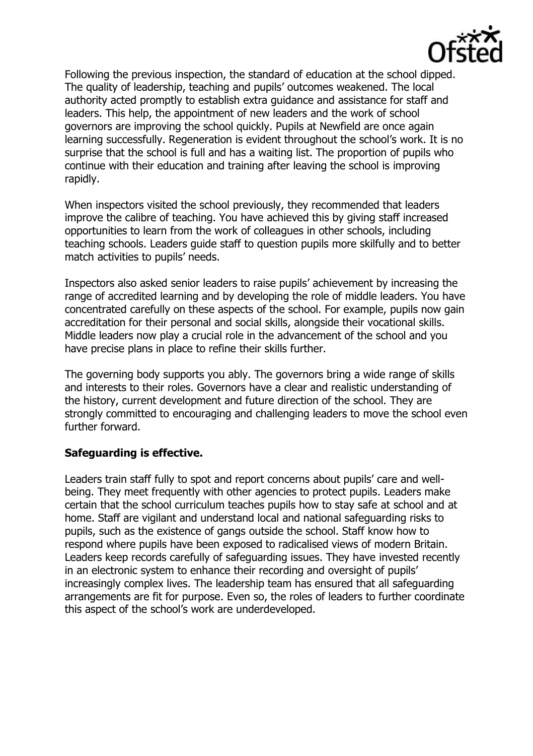Following the previous inspection, the standard of education at the school dipped. The quality of leadership, teaching and pupils' outcomes weakened. The local authority acted promptly to establish extra guidance and assistance for staff and leaders. This help, the appointment of new leaders and the work of school governors are improving the school quickly. Pupils at Newfield are once again learning successfully. Regeneration is evident throughout the school's work. It is no surprise that the school is full and has a waiting list. The proportion of pupils who continue with their education and training after leaving the school is improving rapidly.

When inspectors visited the school previously, they recommended that leaders improve the calibre of teaching. You have achieved this by giving staff increased opportunities to learn from the work of colleagues in other schools, including teaching schools. Leaders guide staff to question pupils more skilfully and to better match activities to pupils' needs.

Inspectors also asked senior leaders to raise pupils' achievement by increasing the range of accredited learning and by developing the role of middle leaders. You have concentrated carefully on these aspects of the school. For example, pupils now gain accreditation for their personal and social skills, alongside their vocational skills. Middle leaders now play a crucial role in the advancement of the school and you have precise plans in place to refine their skills further.

The governing body supports you ably. The governors bring a wide range of skills and interests to their roles. Governors have a clear and realistic understanding of the history, current development and future direction of the school. They are strongly committed to encouraging and challenging leaders to move the school even further forward.

**Safeguarding is effective.**

Leaders train staff fully to spot and report concerns about pupils' care and well-being. They meet frequently with other agencies to protect pupils. Leaders make certain that the school curriculum teaches pupils how to stay safe at school and at home. Staff are vigilant and understand local and national safeguarding risks to pupils, such as the existence of gangs outside the school. Staff know how to respond where pupils have been exposed to radicalised views of modern Britain. Leaders keep records carefully of safeguarding issues. They have invested recently in an electronic system to enhance their recording and oversight of pupils' increasingly complex lives. The leadership team has ensured that all safeguarding arrangements are fit for purpose. Even so, the roles of leaders to further coordinate this aspect of the school's work are underdeveloped.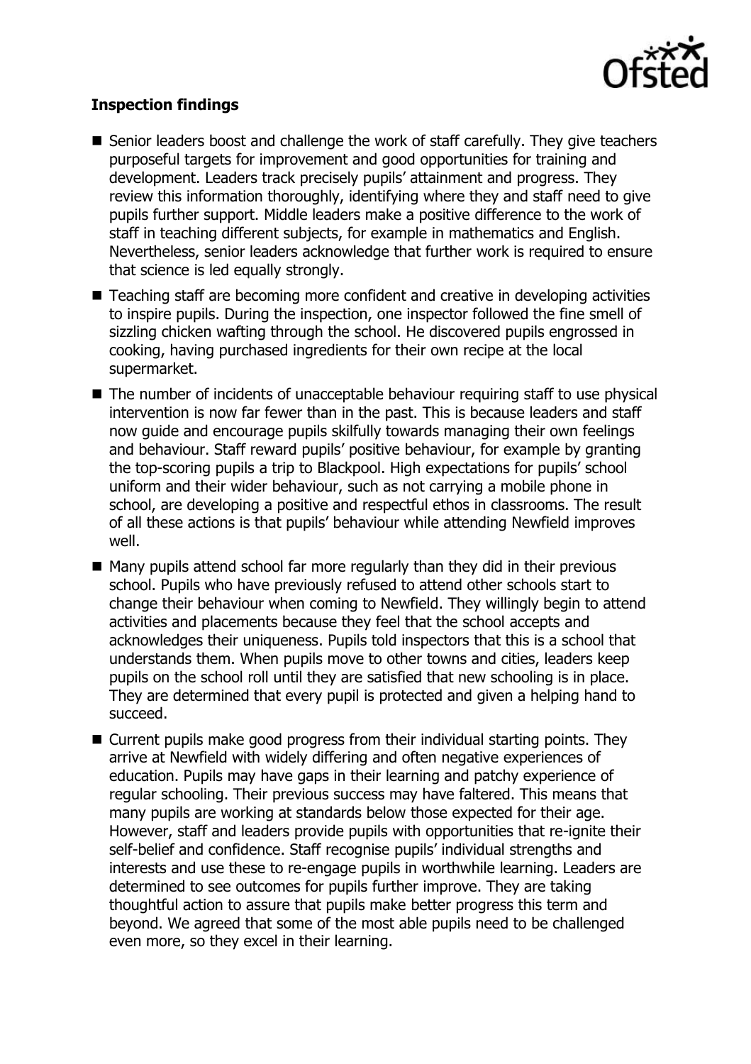**Inspection findings**

- Senior leaders boost and challenge the work of staff carefully. They give teachers purposeful targets for improvement and good opportunities for training and development. Leaders track precisely pupils' attainment and progress. They review this information thoroughly, identifying where they and staff need to give pupils further support. Middle leaders make a positive difference to the work of staff in teaching different subjects, for example in mathematics and English. Nevertheless, senior leaders acknowledge that further work is required to ensure that science is led equally strongly.
- Teaching staff are becoming more confident and creative in developing activities to inspire pupils. During the inspection, one inspector followed the fine smell of sizzling chicken wafting through the school. He discovered pupils engrossed in cooking, having purchased ingredients for their own recipe at the local supermarket.
- The number of incidents of unacceptable behaviour requiring staff to use physical intervention is now far fewer than in the past. This is because leaders and staff now guide and encourage pupils skilfully towards managing their own feelings and behaviour. Staff reward pupils' positive behaviour, for example by granting the top-scoring pupils a trip to Blackpool. High expectations for pupils' school uniform and their wider behaviour, such as not carrying a mobile phone in school, are developing a positive and respectful ethos in classrooms. The result of all these actions is that pupils' behaviour while attending Newfield improves well.
- Many pupils attend school far more regularly than they did in their previous school. Pupils who have previously refused to attend other schools start to change their behaviour when coming to Newfield. They willingly begin to attend activities and placements because they feel that the school accepts and acknowledges their uniqueness. Pupils told inspectors that this is a school that understands them. When pupils move to other towns and cities, leaders keep pupils on the school roll until they are satisfied that new schooling is in place. They are determined that every pupil is protected and given a helping hand to succeed.
- Current pupils make good progress from their individual starting points. They arrive at Newfield with widely differing and often negative experiences of education. Pupils may have gaps in their learning and patchy experience of regular schooling. Their previous success may have faltered. This means that many pupils are working at standards below those expected for their age. However, staff and leaders provide pupils with opportunities that re-ignite their self-belief and confidence. Staff recognise pupils' individual strengths and interests and use these to re-engage pupils in worthwhile learning. Leaders are determined to see outcomes for pupils further improve. They are taking thoughtful action to assure that pupils make better progress this term and beyond. We agreed that some of the most able pupils need to be challenged even more, so they excel in their learning.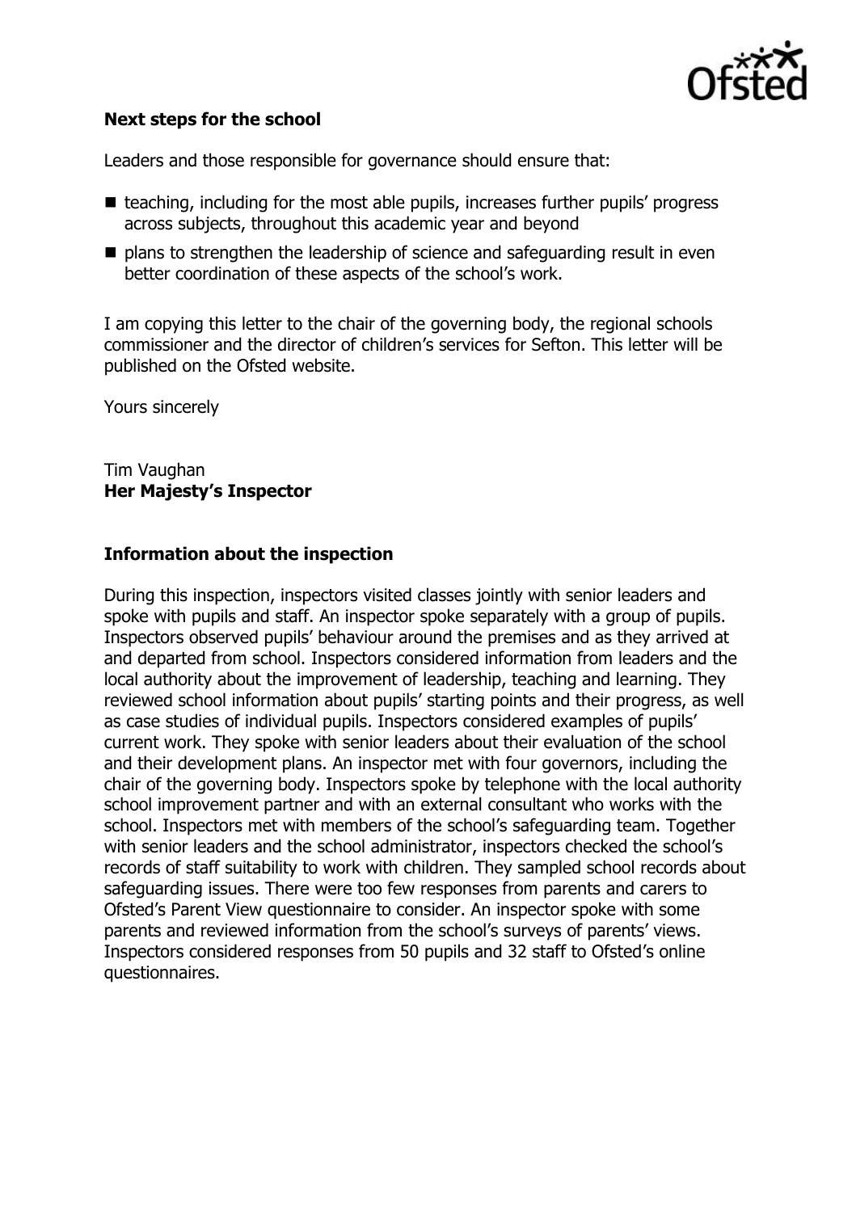**Next steps for the school**

Leaders and those responsible for governance should ensure that:

- teaching, including for the most able pupils, increases further pupils' progress across subjects, throughout this academic year and beyond
- plans to strengthen the leadership of science and safeguarding result in even better coordination of these aspects of the school's work.

I am copying this letter to the chair of the governing body, the regional schools commissioner and the director of children's services for Sefton. This letter will be published on the Ofsted website.

Yours sincerely

Tim Vaughan
**Her Majesty's Inspector**

**Information about the inspection**

During this inspection, inspectors visited classes jointly with senior leaders and spoke with pupils and staff. An inspector spoke separately with a group of pupils. Inspectors observed pupils' behaviour around the premises and as they arrived at and departed from school. Inspectors considered information from leaders and the local authority about the improvement of leadership, teaching and learning. They reviewed school information about pupils' starting points and their progress, as well as case studies of individual pupils. Inspectors considered examples of pupils' current work. They spoke with senior leaders about their evaluation of the school and their development plans. An inspector met with four governors, including the chair of the governing body. Inspectors spoke by telephone with the local authority school improvement partner and with an external consultant who works with the school. Inspectors met with members of the school's safeguarding team. Together with senior leaders and the school administrator, inspectors checked the school's records of staff suitability to work with children. They sampled school records about safeguarding issues. There were too few responses from parents and carers to Ofsted's Parent View questionnaire to consider. An inspector spoke with some parents and reviewed information from the school's surveys of parents' views. Inspectors considered responses from 50 pupils and 32 staff to Ofsted's online questionnaires.